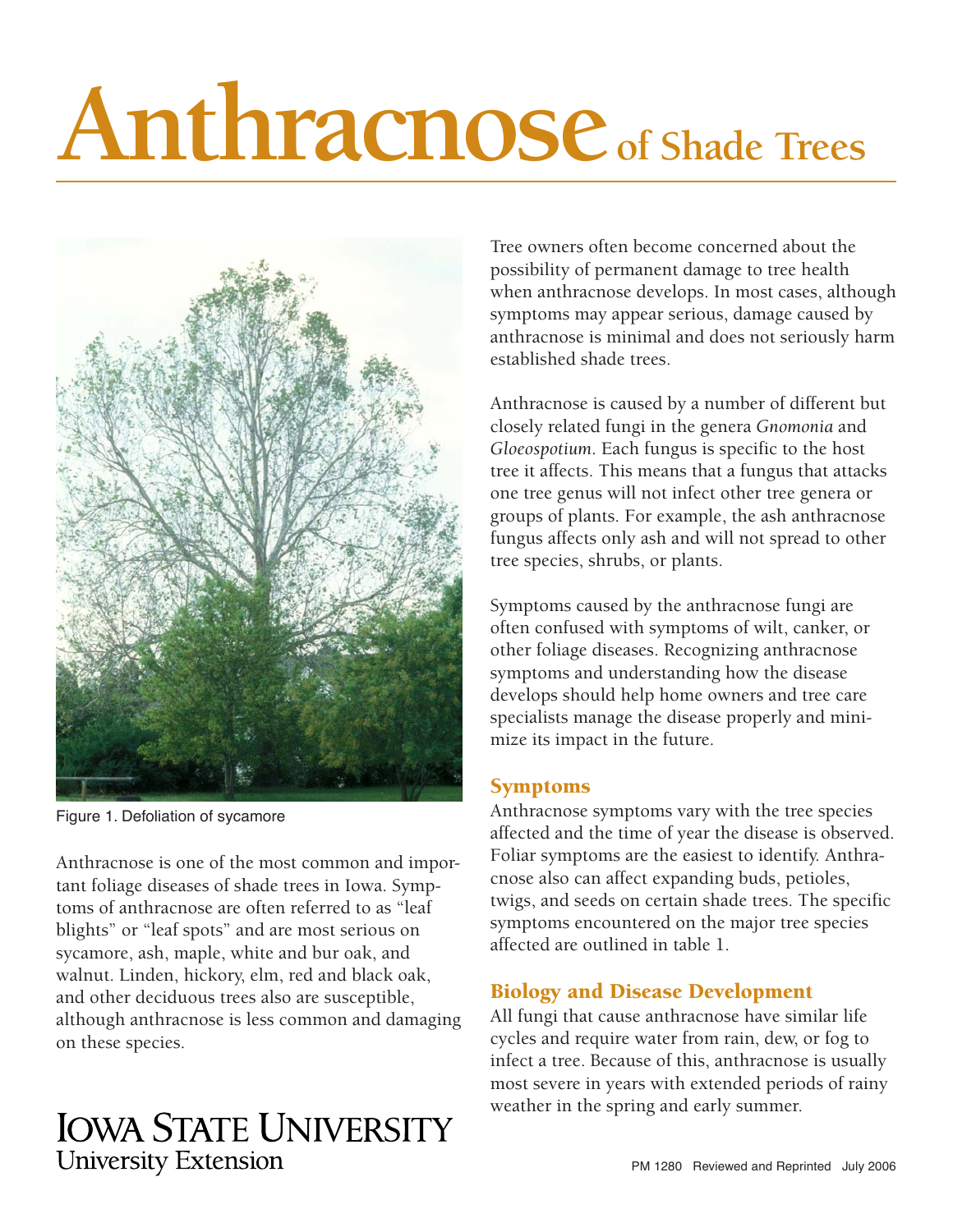# Anthracnose of Shade Trees

Figure 1. Defoliation of sycamore

Anthracnose is one of the most common and important foliage diseases of shade trees in Iowa. Symptoms of anthracnose are often referred to as "leaf blights" or "leaf spots" and are most serious on sycamore, ash, maple, white and bur oak, and walnut. Linden, hickory, elm, red and black oak, and other deciduous trees also are susceptible, although anthracnose is less common and damaging on these species.

Tree owners often become concerned about the possibility of permanent damage to tree health when anthracnose develops. In most cases, although symptoms may appear serious, damage caused by anthracnose is minimal and does not seriously harm established shade trees.

Anthracnose is caused by a number of different but closely related fungi in the genera *Gnomonia* and *Gloeospotium*. Each fungus is specific to the host tree it affects. This means that a fungus that attacks one tree genus will not infect other tree genera or groups of plants. For example, the ash anthracnose fungus affects only ash and will not spread to other tree species, shrubs, or plants.

Symptoms caused by the anthracnose fungi are often confused with symptoms of wilt, canker, or other foliage diseases. Recognizing anthracnose symptoms and understanding how the disease develops should help home owners and tree care specialists manage the disease properly and minimize its impact in the future.

## Symptoms

Anthracnose symptoms vary with the tree species affected and the time of year the disease is observed. Foliar symptoms are the easiest to identify. Anthracnose also can affect expanding buds, petioles, twigs, and seeds on certain shade trees. The specific symptoms encountered on the major tree species affected are outlined in table 1.

## Biology and Disease Development

All fungi that cause anthracnose have similar life cycles and require water from rain, dew, or fog to infect a tree. Because of this, anthracnose is usually most severe in years with extended periods of rainy weather in the spring and early summer.

IOWA STATE UNIVERSITY
University Extension

PM 1280 Reviewed and Reprinted July 2006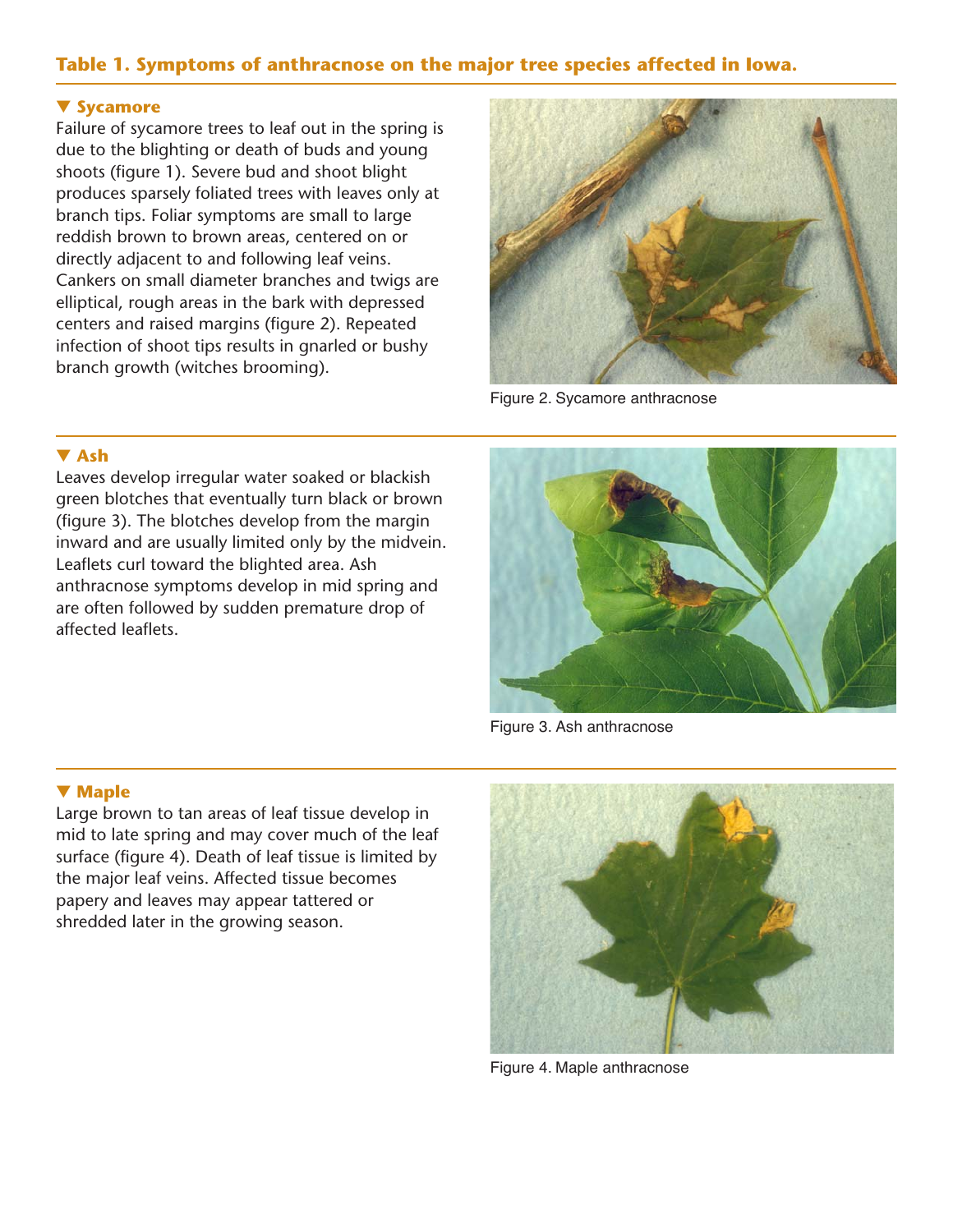## Table 1. Symptoms of anthracnose on the major tree species affected in Iowa.

### ▼ Sycamore

Failure of sycamore trees to leaf out in the spring is due to the blighting or death of buds and young shoots (figure 1). Severe bud and shoot blight produces sparsely foliated trees with leaves only at branch tips. Foliar symptoms are small to large reddish brown to brown areas, centered on or directly adjacent to and following leaf veins. Cankers on small diameter branches and twigs are elliptical, rough areas in the bark with depressed centers and raised margins (figure 2). Repeated infection of shoot tips results in gnarled or bushy branch growth (witches brooming).

Figure 2. Sycamore anthracnose

### ▼ Ash

Leaves develop irregular water soaked or blackish green blotches that eventually turn black or brown (figure 3). The blotches develop from the margin inward and are usually limited only by the midvein. Leaflets curl toward the blighted area. Ash anthracnose symptoms develop in mid spring and are often followed by sudden premature drop of affected leaflets.

Figure 3. Ash anthracnose

### ▼ Maple

Large brown to tan areas of leaf tissue develop in mid to late spring and may cover much of the leaf surface (figure 4). Death of leaf tissue is limited by the major leaf veins. Affected tissue becomes papery and leaves may appear tattered or shredded later in the growing season.

Figure 4. Maple anthracnose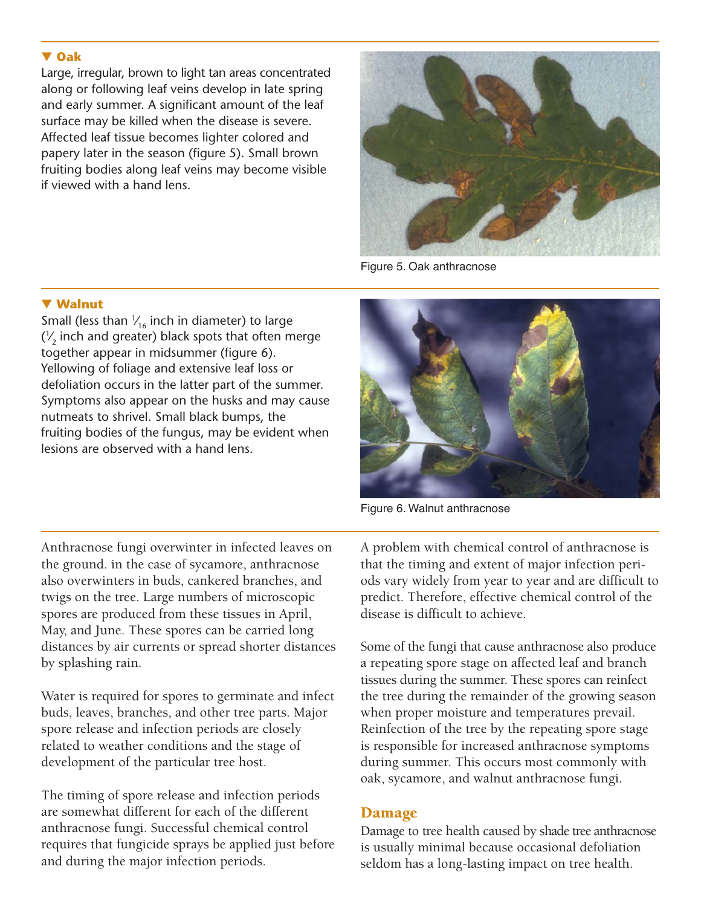### ▼ Oak

Large, irregular, brown to light tan areas concentrated along or following leaf veins develop in late spring and early summer. A significant amount of the leaf surface may be killed when the disease is severe. Affected leaf tissue becomes lighter colored and papery later in the season (figure 5). Small brown fruiting bodies along leaf veins may become visible if viewed with a hand lens.

Figure 5. Oak anthracnose

### ▼ Walnut

Small (less than $^{1}/_{16}$ inch in diameter) to large ($^{1}/_{2}$ inch and greater) black spots that often merge together appear in midsummer (figure 6). Yellowing of foliage and extensive leaf loss or defoliation occurs in the latter part of the summer. Symptoms also appear on the husks and may cause nutmeats to shrivel. Small black bumps, the fruiting bodies of the fungus, may be evident when lesions are observed with a hand lens.

Figure 6. Walnut anthracnose

Anthracnose fungi overwinter in infected leaves on the ground. in the case of sycamore, anthracnose also overwinters in buds, cankered branches, and twigs on the tree. Large numbers of microscopic spores are produced from these tissues in April, May, and June. These spores can be carried long distances by air currents or spread shorter distances by splashing rain.

Water is required for spores to germinate and infect buds, leaves, branches, and other tree parts. Major spore release and infection periods are closely related to weather conditions and the stage of development of the particular tree host.

The timing of spore release and infection periods are somewhat different for each of the different anthracnose fungi. Successful chemical control requires that fungicide sprays be applied just before and during the major infection periods.

A problem with chemical control of anthracnose is that the timing and extent of major infection periods vary widely from year to year and are difficult to predict. Therefore, effective chemical control of the disease is difficult to achieve.

Some of the fungi that cause anthracnose also produce a repeating spore stage on affected leaf and branch tissues during the summer. These spores can reinfect the tree during the remainder of the growing season when proper moisture and temperatures prevail. Reinfection of the tree by the repeating spore stage is responsible for increased anthracnose symptoms during summer. This occurs most commonly with oak, sycamore, and walnut anthracnose fungi.

## Damage

Damage to tree health caused by shade tree anthracnose is usually minimal because occasional defoliation seldom has a long-lasting impact on tree health.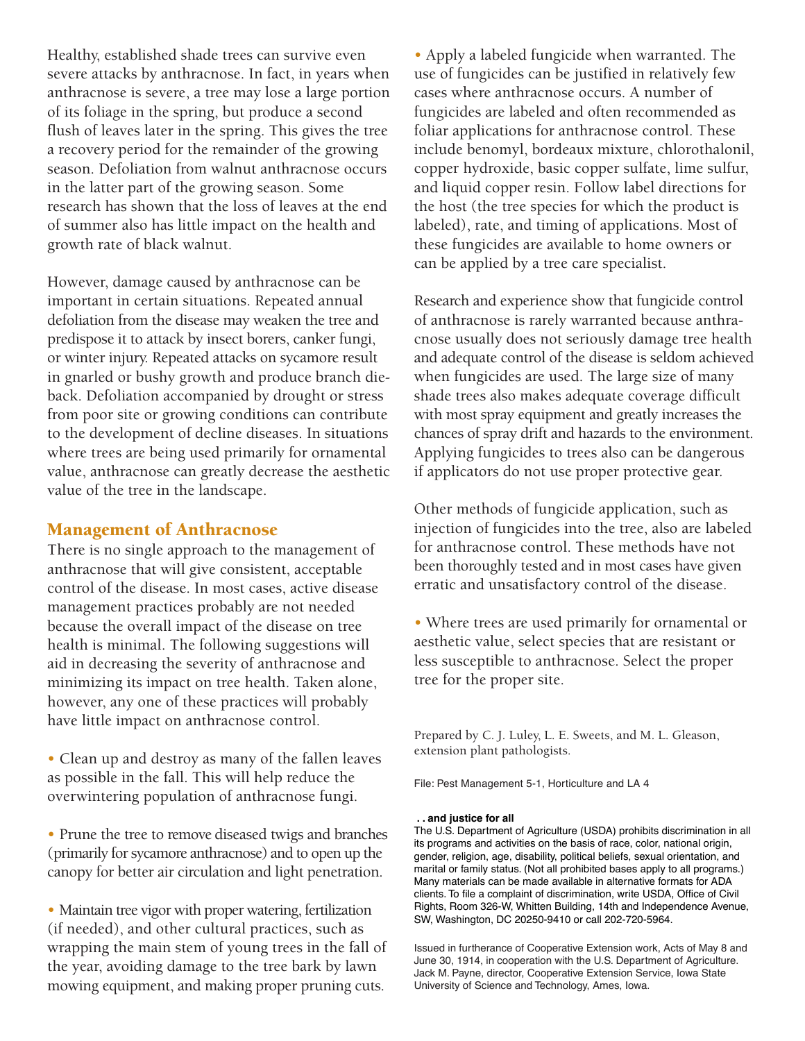Healthy, established shade trees can survive even severe attacks by anthracnose. In fact, in years when anthracnose is severe, a tree may lose a large portion of its foliage in the spring, but produce a second flush of leaves later in the spring. This gives the tree a recovery period for the remainder of the growing season. Defoliation from walnut anthracnose occurs in the latter part of the growing season. Some research has shown that the loss of leaves at the end of summer also has little impact on the health and growth rate of black walnut.

However, damage caused by anthracnose can be important in certain situations. Repeated annual defoliation from the disease may weaken the tree and predispose it to attack by insect borers, canker fungi, or winter injury. Repeated attacks on sycamore result in gnarled or bushy growth and produce branch dieback. Defoliation accompanied by drought or stress from poor site or growing conditions can contribute to the development of decline diseases. In situations where trees are being used primarily for ornamental value, anthracnose can greatly decrease the aesthetic value of the tree in the landscape.

## Management of Anthracnose

There is no single approach to the management of anthracnose that will give consistent, acceptable control of the disease. In most cases, active disease management practices probably are not needed because the overall impact of the disease on tree health is minimal. The following suggestions will aid in decreasing the severity of anthracnose and minimizing its impact on tree health. Taken alone, however, any one of these practices will probably have little impact on anthracnose control.

- Clean up and destroy as many of the fallen leaves as possible in the fall. This will help reduce the overwintering population of anthracnose fungi.

- Prune the tree to remove diseased twigs and branches (primarily for sycamore anthracnose) and to open up the canopy for better air circulation and light penetration.

- Maintain tree vigor with proper watering, fertilization (if needed), and other cultural practices, such as wrapping the main stem of young trees in the fall of the year, avoiding damage to the tree bark by lawn mowing equipment, and making proper pruning cuts.

- Apply a labeled fungicide when warranted. The use of fungicides can be justified in relatively few cases where anthracnose occurs. A number of fungicides are labeled and often recommended as foliar applications for anthracnose control. These include benomyl, bordeaux mixture, chlorothalonil, copper hydroxide, basic copper sulfate, lime sulfur, and liquid copper resin. Follow label directions for the host (the tree species for which the product is labeled), rate, and timing of applications. Most of these fungicides are available to home owners or can be applied by a tree care specialist.

Research and experience show that fungicide control of anthracnose is rarely warranted because anthracnose usually does not seriously damage tree health and adequate control of the disease is seldom achieved when fungicides are used. The large size of many shade trees also makes adequate coverage difficult with most spray equipment and greatly increases the chances of spray drift and hazards to the environment. Applying fungicides to trees also can be dangerous if applicators do not use proper protective gear.

Other methods of fungicide application, such as injection of fungicides into the tree, also are labeled for anthracnose control. These methods have not been thoroughly tested and in most cases have given erratic and unsatisfactory control of the disease.

- Where trees are used primarily for ornamental or aesthetic value, select species that are resistant or less susceptible to anthracnose. Select the proper tree for the proper site.

Prepared by C. J. Luley, L. E. Sweets, and M. L. Gleason, extension plant pathologists.

File: Pest Management 5-1, Horticulture and LA 4

**. . and justice for all**
The U.S. Department of Agriculture (USDA) prohibits discrimination in all its programs and activities on the basis of race, color, national origin, gender, religion, age, disability, political beliefs, sexual orientation, and marital or family status. (Not all prohibited bases apply to all programs.) Many materials can be made available in alternative formats for ADA clients. To file a complaint of discrimination, write USDA, Office of Civil Rights, Room 326-W, Whitten Building, 14th and Independence Avenue, SW, Washington, DC 20250-9410 or call 202-720-5964.

Issued in furtherance of Cooperative Extension work, Acts of May 8 and June 30, 1914, in cooperation with the U.S. Department of Agriculture. Jack M. Payne, director, Cooperative Extension Service, Iowa State University of Science and Technology, Ames, Iowa.